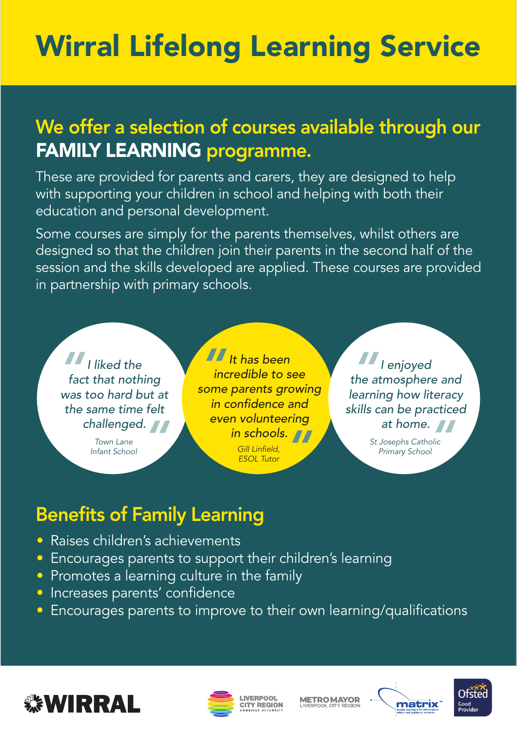# Wirral Lifelong Learning Service

## We offer a selection of courses available through our **FAMILY LEARNING** programme.

These are provided for parents and carers, they are designed to help with supporting your children in school and helping with both their education and personal development.

Some courses are simply for the parents themselves, whilst others are designed so that the children join their parents in the second half of the session and the skills developed are applied. These courses are provided in partnership with primary schools.

> *"I liked the fact that nothing was too hard but at the same time felt challenged."*
>
> *Town Lane Infant School*

> *"It has been incredible to see some parents growing in confidence and even volunteering in schools."*
>
> *Gill Linfield, ESOL Tutor*

> *"I enjoyed the atmosphere and learning how literacy skills can be practiced at home."*
>
> *St Josephs Catholic Primary School*

## Benefits of Family Learning

- Raises children's achievements
- Encourages parents to support their children's learning
- Promotes a learning culture in the family
- Increases parents' confidence
- Encourages parents to improve to their own learning/qualifications

WIRRAL | LIVERPOOL CITY REGION COMBINED AUTHORITY | METRO MAYOR LIVERPOOL CITY REGION | matrix | Ofsted Good Provider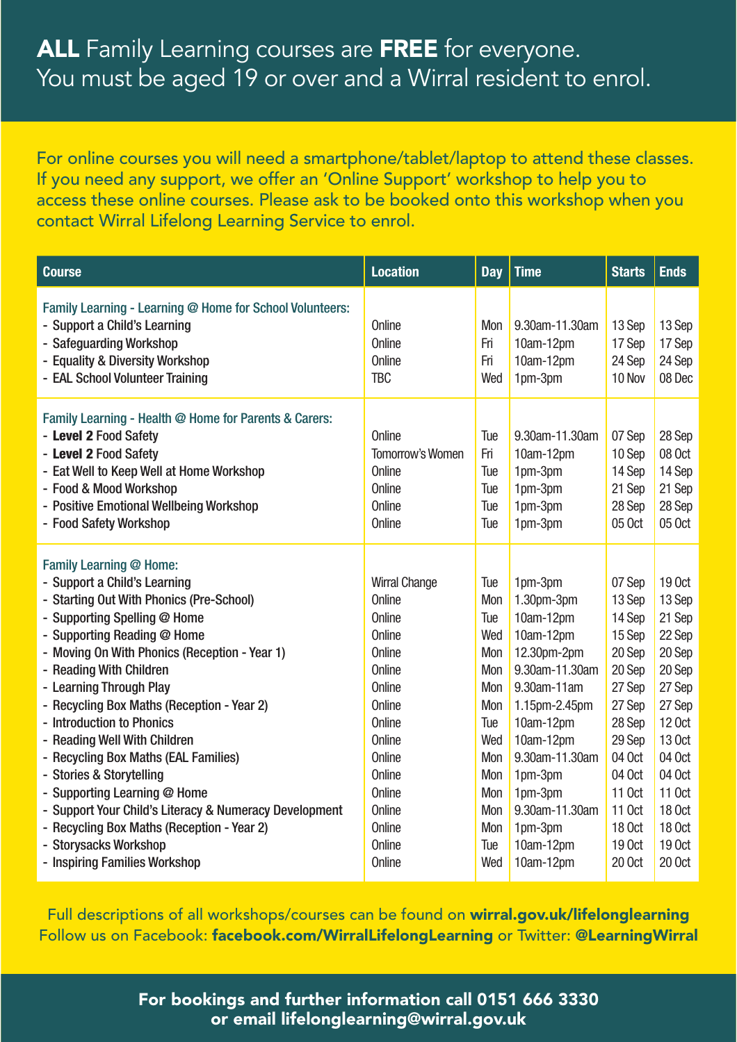**ALL** Family Learning courses are **FREE** for everyone.
You must be aged 19 or over and a Wirral resident to enrol.

For online courses you will need a smartphone/tablet/laptop to attend these classes. If you need any support, we offer an 'Online Support' workshop to help you to access these online courses. Please ask to be booked onto this workshop when you contact Wirral Lifelong Learning Service to enrol.

| Course | Location | Day | Time | Starts | Ends |
|---|---|---|---|---|---|
| **Family Learning - Learning @ Home for School Volunteers:** | | | | | |
| - Support a Child's Learning | Online | Mon | 9.30am-11.30am | 13 Sep | 13 Sep |
| - Safeguarding Workshop | Online | Fri | 10am-12pm | 17 Sep | 17 Sep |
| - Equality & Diversity Workshop | Online | Fri | 10am-12pm | 24 Sep | 24 Sep |
| - EAL School Volunteer Training | TBC | Wed | 1pm-3pm | 10 Nov | 08 Dec |
| **Family Learning - Health @ Home for Parents & Carers:** | | | | | |
| - **Level 2** Food Safety | Online | Tue | 9.30am-11.30am | 07 Sep | 28 Sep |
| - **Level 2** Food Safety | Tomorrow's Women | Fri | 10am-12pm | 10 Sep | 08 Oct |
| - Eat Well to Keep Well at Home Workshop | Online | Tue | 1pm-3pm | 14 Sep | 14 Sep |
| - Food & Mood Workshop | Online | Tue | 1pm-3pm | 21 Sep | 21 Sep |
| - Positive Emotional Wellbeing Workshop | Online | Tue | 1pm-3pm | 28 Sep | 28 Sep |
| - Food Safety Workshop | Online | Tue | 1pm-3pm | 05 Oct | 05 Oct |
| **Family Learning @ Home:** | | | | | |
| - Support a Child's Learning | Wirral Change | Tue | 1pm-3pm | 07 Sep | 19 Oct |
| - Starting Out With Phonics (Pre-School) | Online | Mon | 1.30pm-3pm | 13 Sep | 13 Sep |
| - Supporting Spelling @ Home | Online | Tue | 10am-12pm | 14 Sep | 21 Sep |
| - Supporting Reading @ Home | Online | Wed | 10am-12pm | 15 Sep | 22 Sep |
| - Moving On With Phonics (Reception - Year 1) | Online | Mon | 12.30pm-2pm | 20 Sep | 20 Sep |
| - Reading With Children | Online | Mon | 9.30am-11.30am | 20 Sep | 20 Sep |
| - Learning Through Play | Online | Mon | 9.30am-11am | 27 Sep | 27 Sep |
| - Recycling Box Maths (Reception - Year 2) | Online | Mon | 1.15pm-2.45pm | 27 Sep | 27 Sep |
| - Introduction to Phonics | Online | Tue | 10am-12pm | 28 Sep | 12 Oct |
| - Reading Well With Children | Online | Wed | 10am-12pm | 29 Sep | 13 Oct |
| - Recycling Box Maths (EAL Families) | Online | Mon | 9.30am-11.30am | 04 Oct | 04 Oct |
| - Stories & Storytelling | Online | Mon | 1pm-3pm | 04 Oct | 04 Oct |
| - Supporting Learning @ Home | Online | Mon | 1pm-3pm | 11 Oct | 11 Oct |
| - Support Your Child's Literacy & Numeracy Development | Online | Mon | 9.30am-11.30am | 11 Oct | 18 Oct |
| - Recycling Box Maths (Reception - Year 2) | Online | Mon | 1pm-3pm | 18 Oct | 18 Oct |
| - Storysacks Workshop | Online | Tue | 10am-12pm | 19 Oct | 19 Oct |
| - Inspiring Families Workshop | Online | Wed | 10am-12pm | 20 Oct | 20 Oct |

Full descriptions of all workshops/courses can be found on **wirral.gov.uk/lifelonglearning**
Follow us on Facebook: **facebook.com/WirralLifelongLearning** or Twitter: **@LearningWirral**

**For bookings and further information call 0151 666 3330 or email lifelonglearning@wirral.gov.uk**